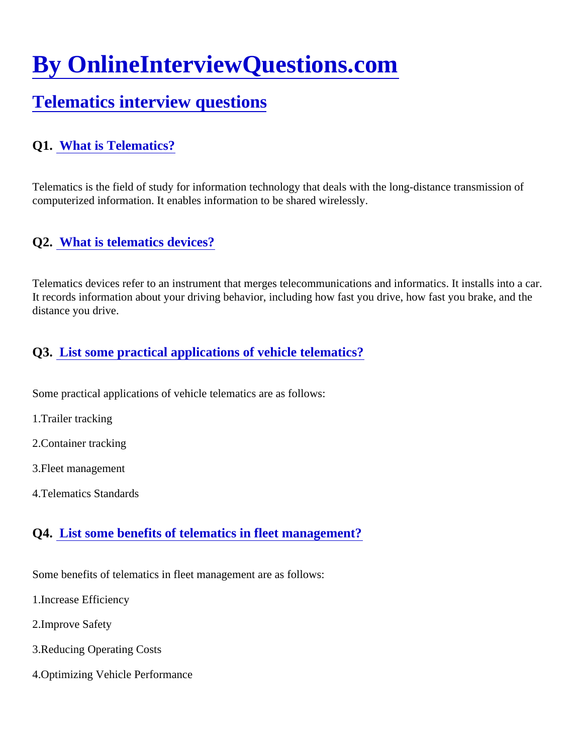# By OnlineInterviewQuestions.com

## Telematics interview questions

### Q1. What is Telematics?

Telematics is the field of study for information technology that deals with the long-distance transmission of computerized information. It enables information to be shared wirelessly.

### Q2. What is telematics devices?

Telematics devices refer to an instrument that merges telecommunications and informatics. It installs into a car. It records information about your driving behavior, including how fast you drive, how fast you brake, and the distance you drive.

### Q3. List some practical applications of vehicle telematics?

Some practical applications of vehicle telematics are as follows:

1.Trailer tracking

2.Container tracking

3.Fleet management

4.Telematics Standards

### Q4. List some benefits of telematics in fleet management?

Some benefits of telematics in fleet management are as follows:

1.Increase Efficiency

2.Improve Safety

3.Reducing Operating Costs

4.Optimizing Vehicle Performance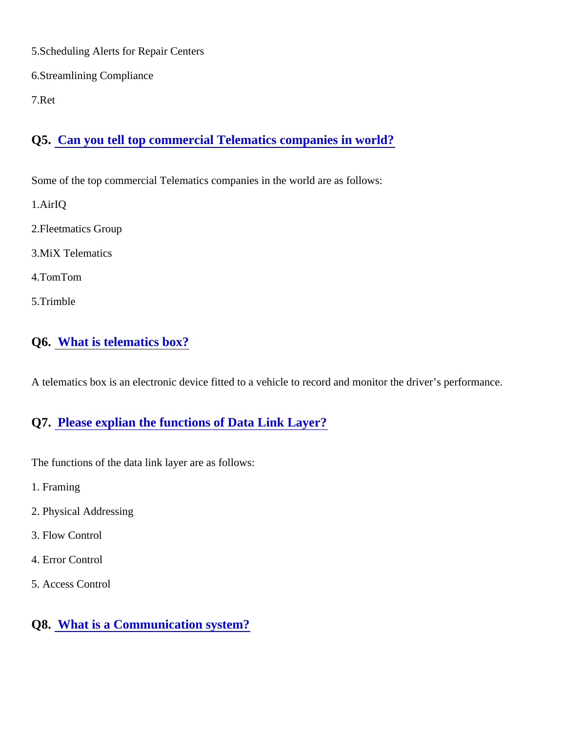5.Scheduling Alerts for Repair Centers

6.Streamlining Compliance

7.Ret

### Q5. Can you tell top commercial Telematics companies in world?

Some of the top commercial Telematics companies in the world are as follows:

1.AirIQ

2.Fleetmatics Group

3.MiX Telematics

4.TomTom

5.Trimble

### Q6. What is telematics box?

A telematics box is an electronic device fitted to a vehicle to record and monitor the driver's performance.

### Q7. Please explian the functions of Data Link Layer?

The functions of the data link layer are as follows:

1. Framing

2. Physical Addressing

3. Flow Control

4. Error Control

5. Access Control

### Q8. What is a Communication system?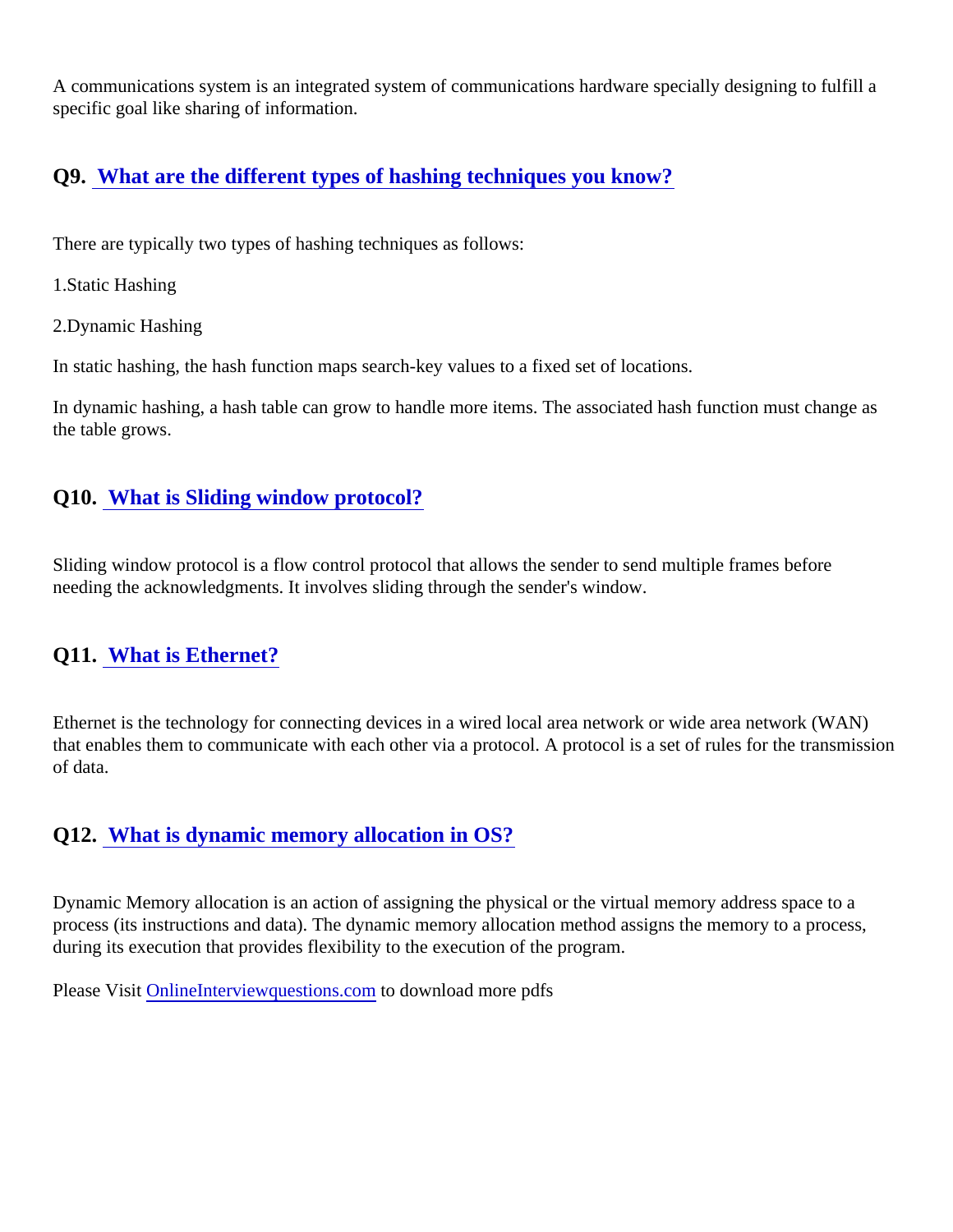A communications system is an integrated system of communications hardware specially designing to fulfill a specific goal like sharing of information.

## Q9. What are the different types of hashing techniques you know?

There are typically two types of hashing techniques as follows:

1.Static Hashing

2.Dynamic Hashing

In static hashing, the hash function maps search-key values to a fixed set of locations.

In dynamic hashing, a hash table can grow to handle more items. The associated hash function must change as the table grows.

## Q10. What is Sliding window protocol?

Sliding window protocol is a flow control protocol that allows the sender to send multiple frames before needing the acknowledgments. It involves sliding through the sender's window.

## Q11. What is Ethernet?

Ethernet is the technology for connecting devices in a wired local area network or wide area network (WAN) that enables them to communicate with each other via a protocol. A protocol is a set of rules for the transmission of data.

## Q12. What is dynamic memory allocation in OS?

Dynamic Memory allocation is an action of assigning the physical or the virtual memory address space to a process (its instructions and data). The dynamic memory allocation method assigns the memory to a process, during its execution that provides flexibility to the execution of the program.

Please Visit OnlineInterviewquestions.com to download more pdfs